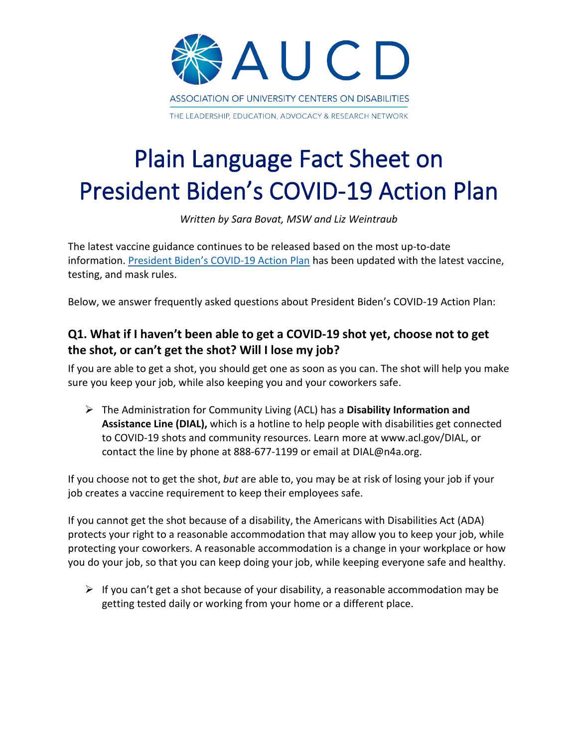AUCD

ASSOCIATION OF UNIVERSITY CENTERS ON DISABILITIES

THE LEADERSHIP, EDUCATION, ADVOCACY & RESEARCH NETWORK

# Plain Language Fact Sheet on President Biden's COVID-19 Action Plan

*Written by Sara Bovat, MSW and Liz Weintraub*

The latest vaccine guidance continues to be released based on the most up-to-date information. [President Biden's COVID-19 Action Plan] has been updated with the latest vaccine, testing, and mask rules.

Below, we answer frequently asked questions about President Biden's COVID-19 Action Plan:

## Q1. What if I haven't been able to get a COVID-19 shot yet, choose not to get the shot, or can't get the shot? Will I lose my job?

If you are able to get a shot, you should get one as soon as you can. The shot will help you make sure you keep your job, while also keeping you and your coworkers safe.

- The Administration for Community Living (ACL) has a **Disability Information and Assistance Line (DIAL),** which is a hotline to help people with disabilities get connected to COVID-19 shots and community resources. Learn more at www.acl.gov/DIAL, or contact the line by phone at 888-677-1199 or email at DIAL@n4a.org.

If you choose not to get the shot, *but* are able to, you may be at risk of losing your job if your job creates a vaccine requirement to keep their employees safe.

If you cannot get the shot because of a disability, the Americans with Disabilities Act (ADA) protects your right to a reasonable accommodation that may allow you to keep your job, while protecting your coworkers. A reasonable accommodation is a change in your workplace or how you do your job, so that you can keep doing your job, while keeping everyone safe and healthy.

- If you can't get a shot because of your disability, a reasonable accommodation may be getting tested daily or working from your home or a different place.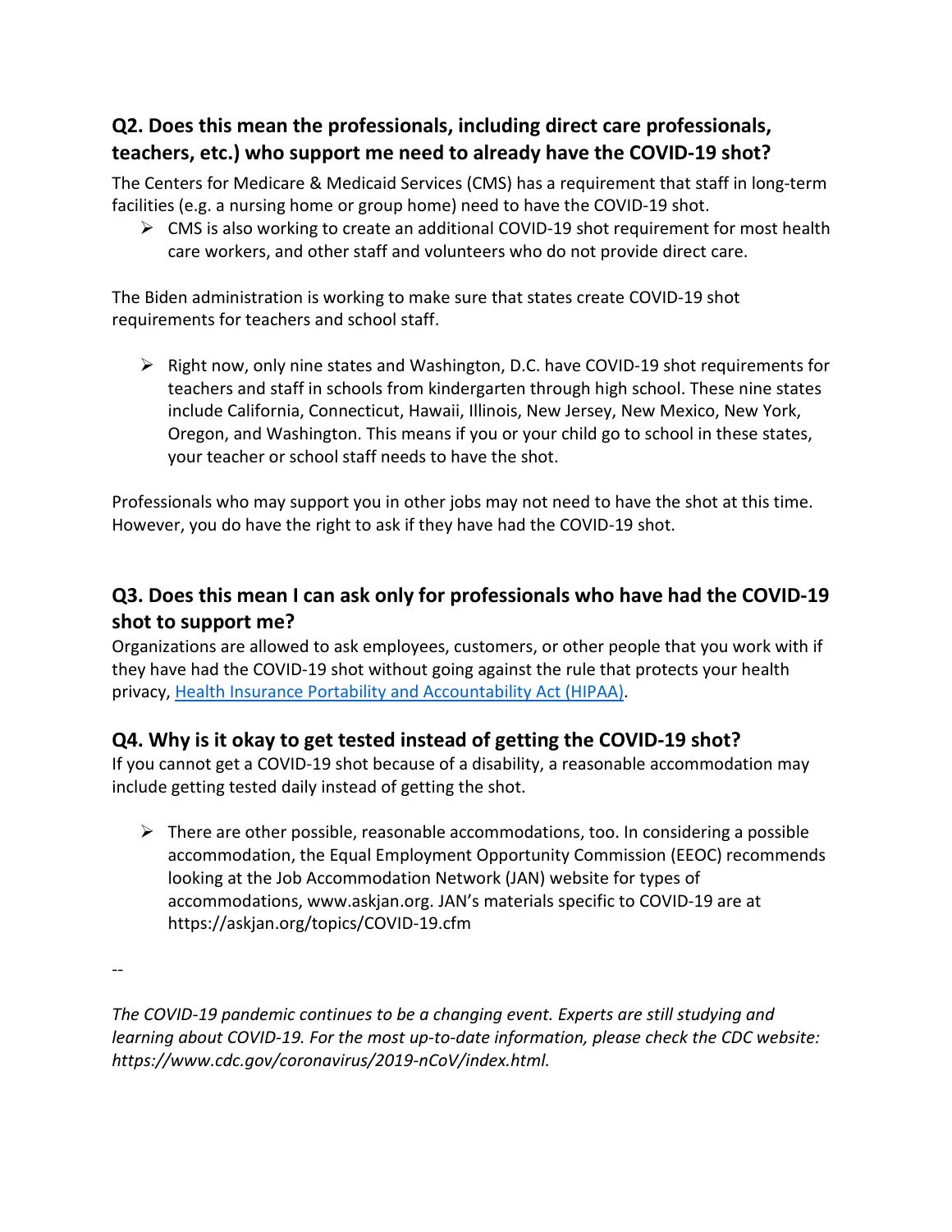## Q2. Does this mean the professionals, including direct care professionals, teachers, etc.) who support me need to already have the COVID-19 shot?

The Centers for Medicare & Medicaid Services (CMS) has a requirement that staff in long-term facilities (e.g. a nursing home or group home) need to have the COVID-19 shot.

- CMS is also working to create an additional COVID-19 shot requirement for most health care workers, and other staff and volunteers who do not provide direct care.

The Biden administration is working to make sure that states create COVID-19 shot requirements for teachers and school staff.

- Right now, only nine states and Washington, D.C. have COVID-19 shot requirements for teachers and staff in schools from kindergarten through high school. These nine states include California, Connecticut, Hawaii, Illinois, New Jersey, New Mexico, New York, Oregon, and Washington. This means if you or your child go to school in these states, your teacher or school staff needs to have the shot.

Professionals who may support you in other jobs may not need to have the shot at this time. However, you do have the right to ask if they have had the COVID-19 shot.

## Q3. Does this mean I can ask only for professionals who have had the COVID-19 shot to support me?

Organizations are allowed to ask employees, customers, or other people that you work with if they have had the COVID-19 shot without going against the rule that protects your health privacy, [Health Insurance Portability and Accountability Act (HIPAA)](#).

## Q4. Why is it okay to get tested instead of getting the COVID-19 shot?

If you cannot get a COVID-19 shot because of a disability, a reasonable accommodation may include getting tested daily instead of getting the shot.

- There are other possible, reasonable accommodations, too. In considering a possible accommodation, the Equal Employment Opportunity Commission (EEOC) recommends looking at the Job Accommodation Network (JAN) website for types of accommodations, www.askjan.org. JAN's materials specific to COVID-19 are at https://askjan.org/topics/COVID-19.cfm

--

*The COVID-19 pandemic continues to be a changing event. Experts are still studying and learning about COVID-19. For the most up-to-date information, please check the CDC website: https://www.cdc.gov/coronavirus/2019-nCoV/index.html.*